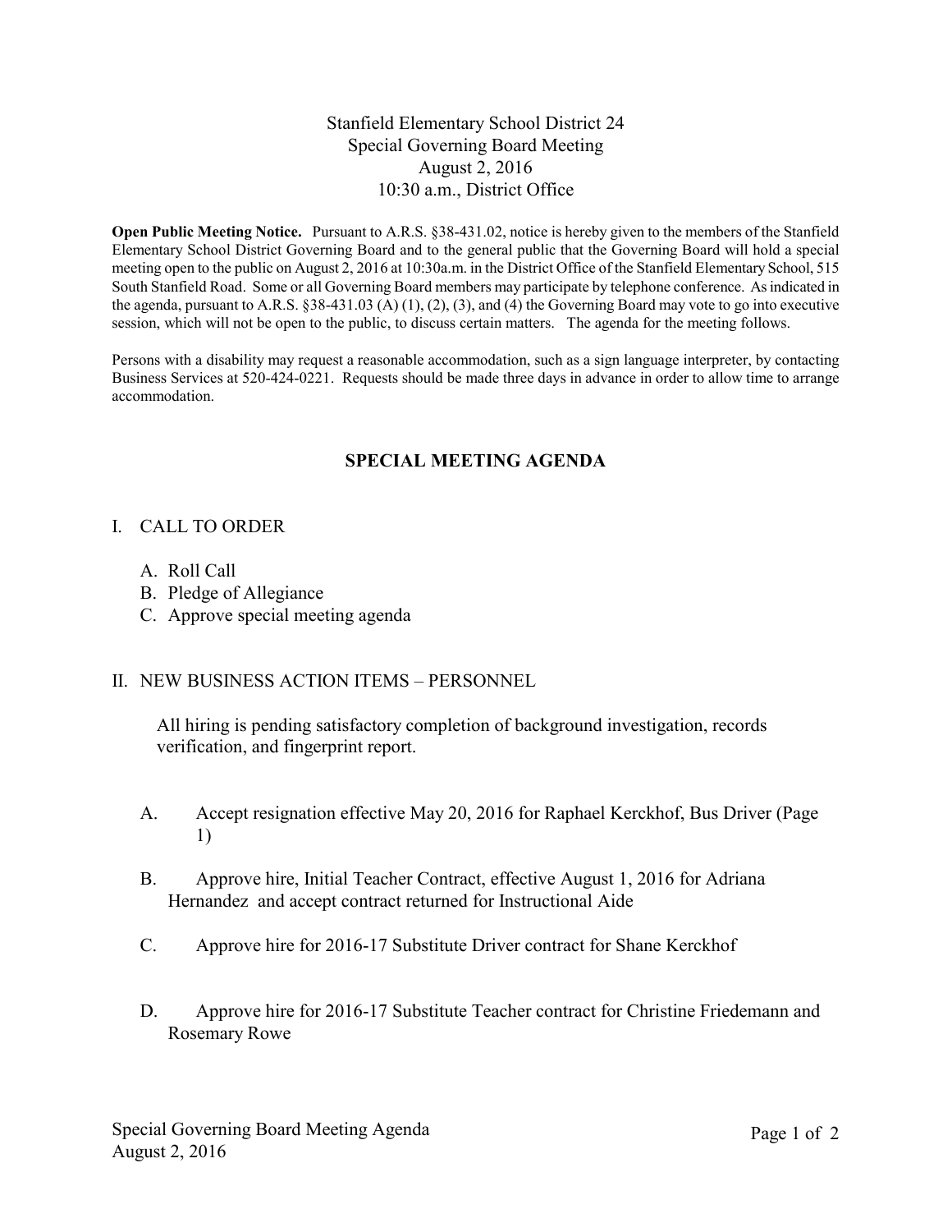# Stanfield Elementary School District 24
## Special Governing Board Meeting
### August 2, 2016
### 10:30 a.m., District Office

**Open Public Meeting Notice.** Pursuant to A.R.S. §38-431.02, notice is hereby given to the members of the Stanfield Elementary School District Governing Board and to the general public that the Governing Board will hold a special meeting open to the public on August 2, 2016 at 10:30a.m. in the District Office of the Stanfield Elementary School, 515 South Stanfield Road. Some or all Governing Board members may participate by telephone conference. As indicated in the agenda, pursuant to A.R.S. §38-431.03 (A) (1), (2), (3), and (4) the Governing Board may vote to go into executive session, which will not be open to the public, to discuss certain matters. The agenda for the meeting follows.

Persons with a disability may request a reasonable accommodation, such as a sign language interpreter, by contacting Business Services at 520-424-0221. Requests should be made three days in advance in order to allow time to arrange accommodation.

## SPECIAL MEETING AGENDA

I. CALL TO ORDER

  A. Roll Call
  B. Pledge of Allegiance
  C. Approve special meeting agenda

II. NEW BUSINESS ACTION ITEMS – PERSONNEL

All hiring is pending satisfactory completion of background investigation, records verification, and fingerprint report.

  A. Accept resignation effective May 20, 2016 for Raphael Kerckhof, Bus Driver (Page 1)

  B. Approve hire, Initial Teacher Contract, effective August 1, 2016 for Adriana Hernandez and accept contract returned for Instructional Aide

  C. Approve hire for 2016-17 Substitute Driver contract for Shane Kerckhof

  D. Approve hire for 2016-17 Substitute Teacher contract for Christine Friedemann and Rosemary Rowe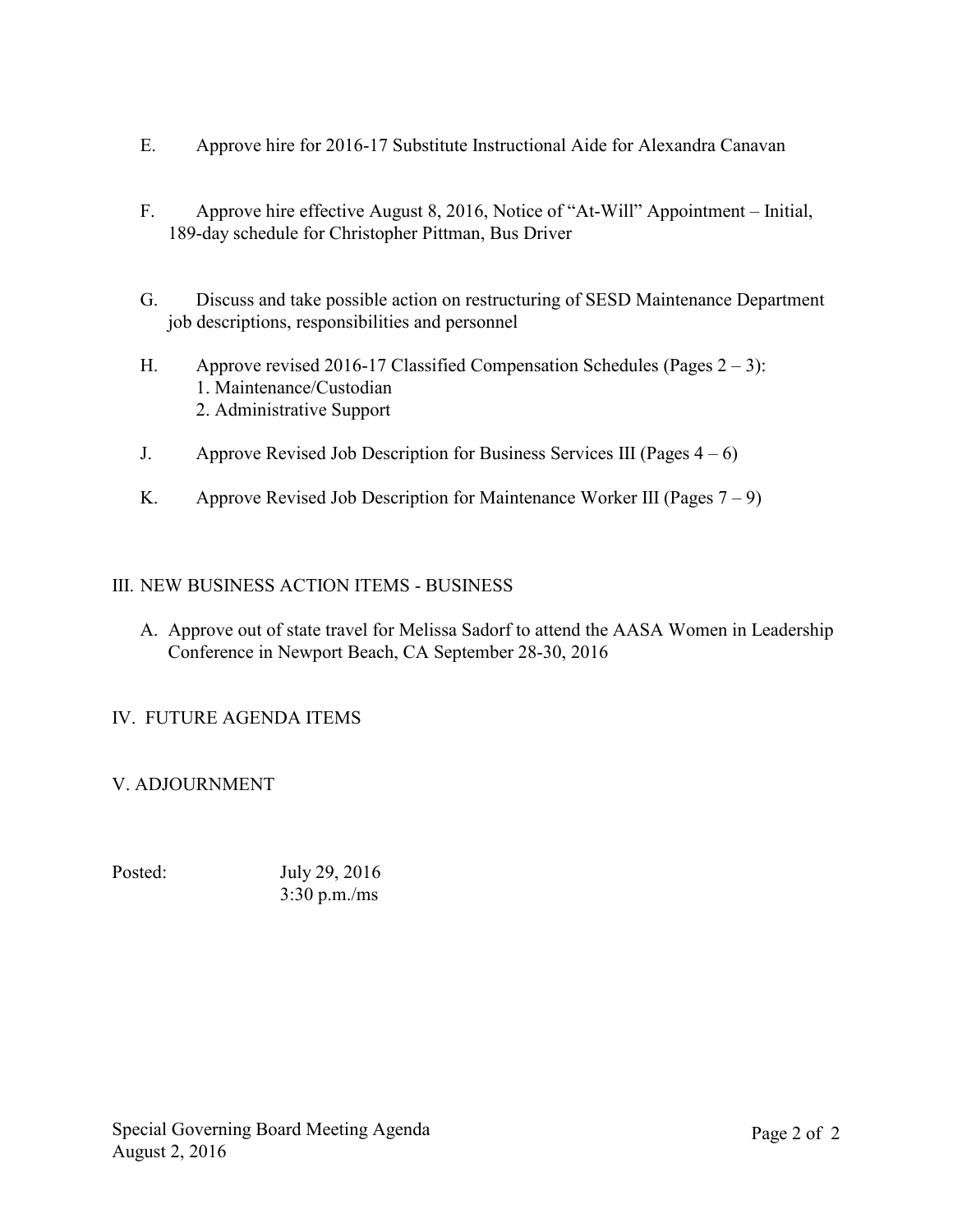E. Approve hire for 2016-17 Substitute Instructional Aide for Alexandra Canavan

F. Approve hire effective August 8, 2016, Notice of "At-Will" Appointment – Initial, 189-day schedule for Christopher Pittman, Bus Driver

G. Discuss and take possible action on restructuring of SESD Maintenance Department job descriptions, responsibilities and personnel

H. Approve revised 2016-17 Classified Compensation Schedules (Pages 2 – 3):
   1. Maintenance/Custodian
   2. Administrative Support

J. Approve Revised Job Description for Business Services III (Pages 4 – 6)

K. Approve Revised Job Description for Maintenance Worker III (Pages 7 – 9)

## III. NEW BUSINESS ACTION ITEMS - BUSINESS

A. Approve out of state travel for Melissa Sadorf to attend the AASA Women in Leadership Conference in Newport Beach, CA September 28-30, 2016

## IV. FUTURE AGENDA ITEMS

## V. ADJOURNMENT

Posted: July 29, 2016
3:30 p.m./ms